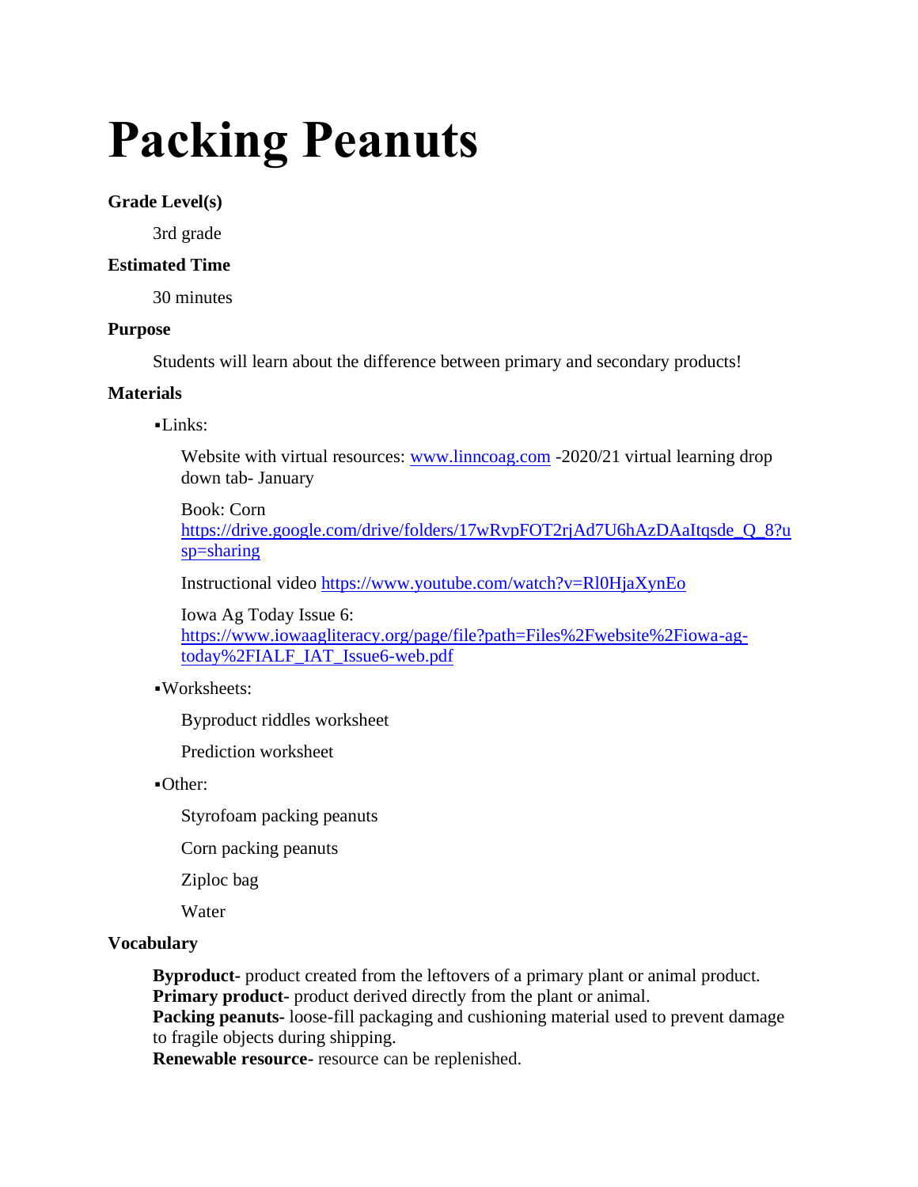# Packing Peanuts

**Grade Level(s)**

3rd grade

**Estimated Time**

30 minutes

**Purpose**

Students will learn about the difference between primary and secondary products!

**Materials**

- Links:

  Website with virtual resources: [www.linncoag.com](http://www.linncoag.com) -2020/21 virtual learning drop down tab- January

  Book: Corn [https://drive.google.com/drive/folders/17wRvpFOT2rjAd7U6hAzDAaItqsde_Q_8?usp=sharing](https://drive.google.com/drive/folders/17wRvpFOT2rjAd7U6hAzDAaItqsde_Q_8?usp=sharing)

  Instructional video [https://www.youtube.com/watch?v=Rl0HjaXynEo](https://www.youtube.com/watch?v=Rl0HjaXynEo)

  Iowa Ag Today Issue 6: [https://www.iowaagliteracy.org/page/file?path=Files%2Fwebsite%2Fiowa-ag-today%2FIALF_IAT_Issue6-web.pdf](https://www.iowaagliteracy.org/page/file?path=Files%2Fwebsite%2Fiowa-ag-today%2FIALF_IAT_Issue6-web.pdf)

- Worksheets:

  Byproduct riddles worksheet

  Prediction worksheet

- Other:

  Styrofoam packing peanuts

  Corn packing peanuts

  Ziploc bag

  Water

**Vocabulary**

**Byproduct-** product created from the leftovers of a primary plant or animal product.
**Primary product-** product derived directly from the plant or animal.
**Packing peanuts-** loose-fill packaging and cushioning material used to prevent damage to fragile objects during shipping.
**Renewable resource-** resource can be replenished.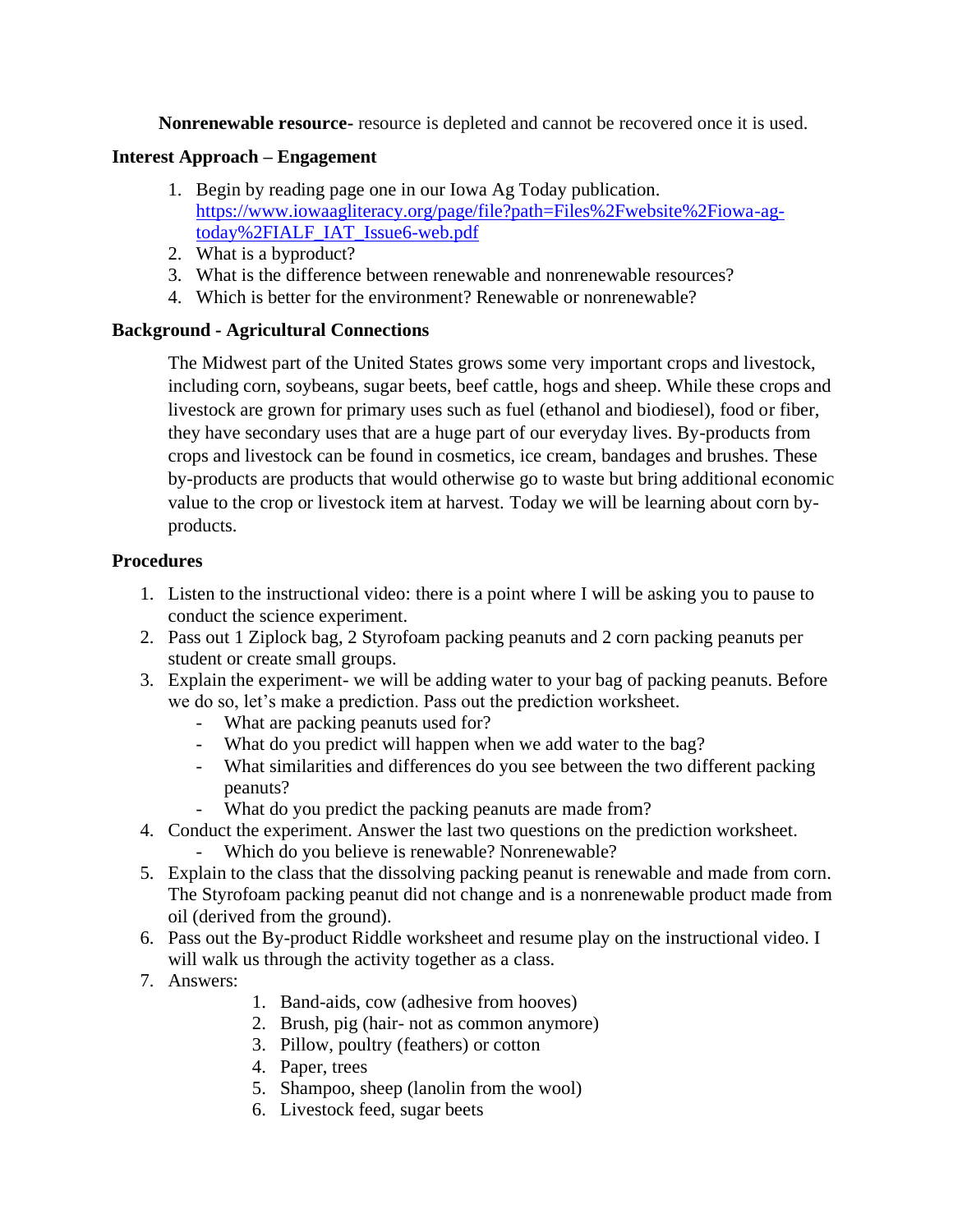**Nonrenewable resource-** resource is depleted and cannot be recovered once it is used.

### Interest Approach – Engagement

1. Begin by reading page one in our Iowa Ag Today publication. [https://www.iowaagliteracy.org/page/file?path=Files%2Fwebsite%2Fiowa-ag-today%2FIALF_IAT_Issue6-web.pdf](https://www.iowaagliteracy.org/page/file?path=Files%2Fwebsite%2Fiowa-ag-today%2FIALF_IAT_Issue6-web.pdf)
2. What is a byproduct?
3. What is the difference between renewable and nonrenewable resources?
4. Which is better for the environment? Renewable or nonrenewable?

### Background - Agricultural Connections

The Midwest part of the United States grows some very important crops and livestock, including corn, soybeans, sugar beets, beef cattle, hogs and sheep. While these crops and livestock are grown for primary uses such as fuel (ethanol and biodiesel), food or fiber, they have secondary uses that are a huge part of our everyday lives. By-products from crops and livestock can be found in cosmetics, ice cream, bandages and brushes. These by-products are products that would otherwise go to waste but bring additional economic value to the crop or livestock item at harvest. Today we will be learning about corn by-products.

### Procedures

1. Listen to the instructional video: there is a point where I will be asking you to pause to conduct the science experiment.
2. Pass out 1 Ziplock bag, 2 Styrofoam packing peanuts and 2 corn packing peanuts per student or create small groups.
3. Explain the experiment- we will be adding water to your bag of packing peanuts. Before we do so, let's make a prediction. Pass out the prediction worksheet.
   - What are packing peanuts used for?
   - What do you predict will happen when we add water to the bag?
   - What similarities and differences do you see between the two different packing peanuts?
   - What do you predict the packing peanuts are made from?
4. Conduct the experiment. Answer the last two questions on the prediction worksheet.
   - Which do you believe is renewable? Nonrenewable?
5. Explain to the class that the dissolving packing peanut is renewable and made from corn. The Styrofoam packing peanut did not change and is a nonrenewable product made from oil (derived from the ground).
6. Pass out the By-product Riddle worksheet and resume play on the instructional video. I will walk us through the activity together as a class.
7. Answers:
   1. Band-aids, cow (adhesive from hooves)
   2. Brush, pig (hair- not as common anymore)
   3. Pillow, poultry (feathers) or cotton
   4. Paper, trees
   5. Shampoo, sheep (lanolin from the wool)
   6. Livestock feed, sugar beets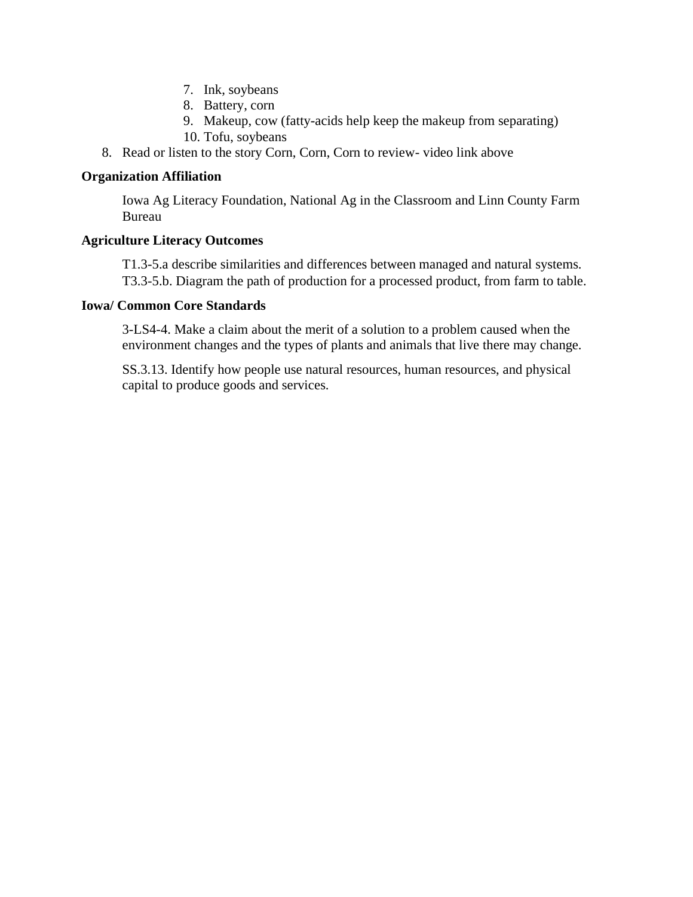7. Ink, soybeans
   8. Battery, corn
   9. Makeup, cow (fatty-acids help keep the makeup from separating)
   10. Tofu, soybeans

8. Read or listen to the story Corn, Corn, Corn to review- video link above

**Organization Affiliation**

Iowa Ag Literacy Foundation, National Ag in the Classroom and Linn County Farm Bureau

**Agriculture Literacy Outcomes**

T1.3-5.a describe similarities and differences between managed and natural systems.
T3.3-5.b. Diagram the path of production for a processed product, from farm to table.

**Iowa/ Common Core Standards**

3-LS4-4. Make a claim about the merit of a solution to a problem caused when the environment changes and the types of plants and animals that live there may change.

SS.3.13. Identify how people use natural resources, human resources, and physical capital to produce goods and services.